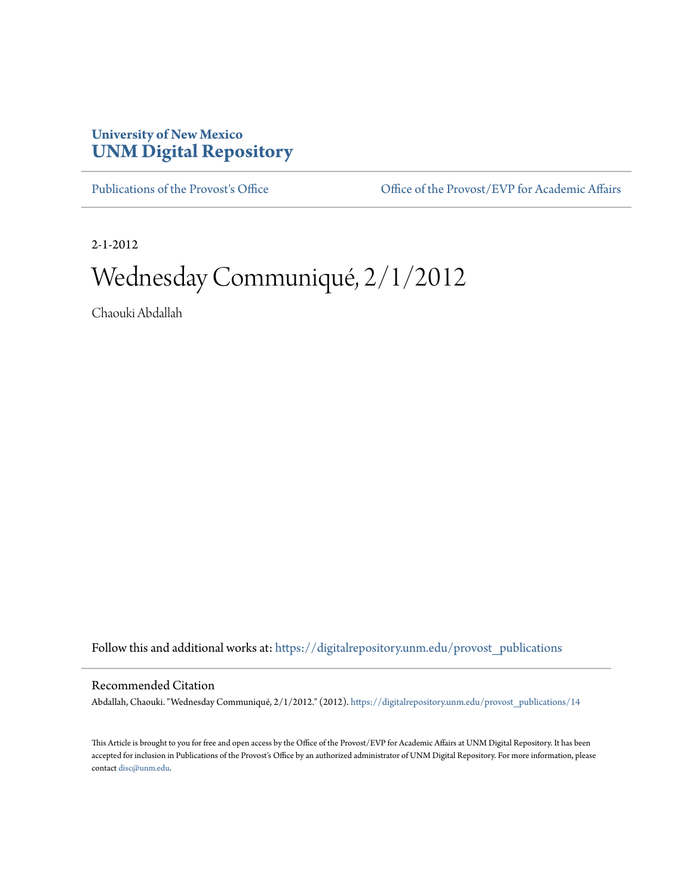University of New Mexico
**UNM Digital Repository**

Publications of the Provost's Office | Office of the Provost/EVP for Academic Affairs

2-1-2012

# Wednesday Communiqué, 2/1/2012

Chaouki Abdallah

Follow this and additional works at: https://digitalrepository.unm.edu/provost_publications

## Recommended Citation

Abdallah, Chaouki. "Wednesday Communiqué, 2/1/2012." (2012). https://digitalrepository.unm.edu/provost_publications/14

This Article is brought to you for free and open access by the Office of the Provost/EVP for Academic Affairs at UNM Digital Repository. It has been accepted for inclusion in Publications of the Provost's Office by an authorized administrator of UNM Digital Repository. For more information, please contact disc@unm.edu.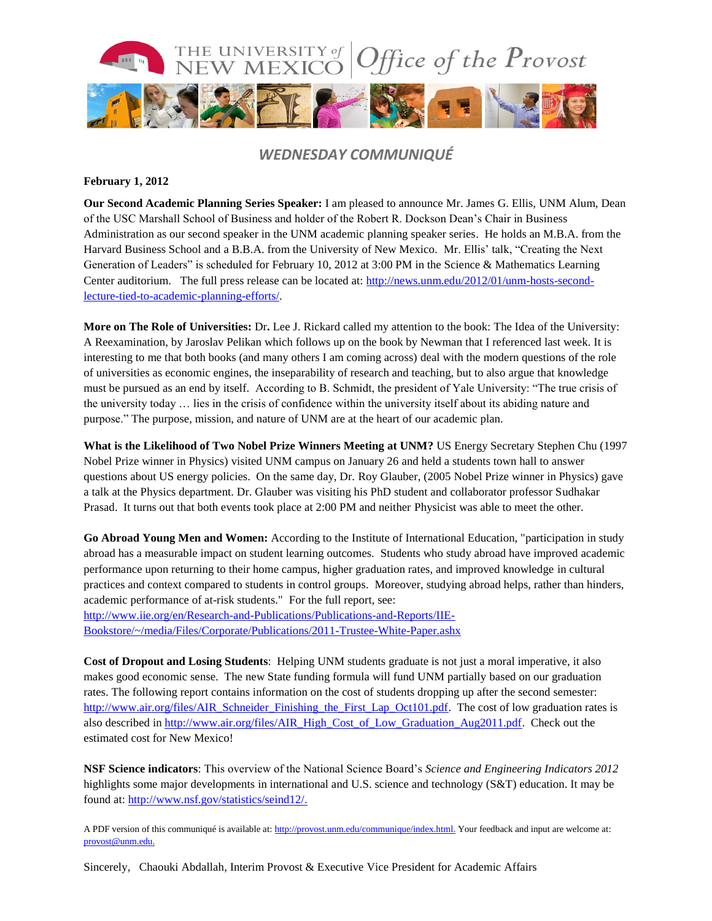# WEDNESDAY COMMUNIQUÉ

**February 1, 2012**

**Our Second Academic Planning Series Speaker:** I am pleased to announce Mr. James G. Ellis, UNM Alum, Dean of the USC Marshall School of Business and holder of the Robert R. Dockson Dean's Chair in Business Administration as our second speaker in the UNM academic planning speaker series. He holds an M.B.A. from the Harvard Business School and a B.B.A. from the University of New Mexico. Mr. Ellis' talk, "Creating the Next Generation of Leaders" is scheduled for February 10, 2012 at 3:00 PM in the Science & Mathematics Learning Center auditorium. The full press release can be located at: http://news.unm.edu/2012/01/unm-hosts-second-lecture-tied-to-academic-planning-efforts/.

**More on The Role of Universities:** Dr. Lee J. Rickard called my attention to the book: The Idea of the University: A Reexamination, by Jaroslav Pelikan which follows up on the book by Newman that I referenced last week. It is interesting to me that both books (and many others I am coming across) deal with the modern questions of the role of universities as economic engines, the inseparability of research and teaching, but to also argue that knowledge must be pursued as an end by itself. According to B. Schmidt, the president of Yale University: "The true crisis of the university today … lies in the crisis of confidence within the university itself about its abiding nature and purpose." The purpose, mission, and nature of UNM are at the heart of our academic plan.

**What is the Likelihood of Two Nobel Prize Winners Meeting at UNM?** US Energy Secretary Stephen Chu (1997 Nobel Prize winner in Physics) visited UNM campus on January 26 and held a students town hall to answer questions about US energy policies. On the same day, Dr. Roy Glauber, (2005 Nobel Prize winner in Physics) gave a talk at the Physics department. Dr. Glauber was visiting his PhD student and collaborator professor Sudhakar Prasad. It turns out that both events took place at 2:00 PM and neither Physicist was able to meet the other.

**Go Abroad Young Men and Women:** According to the Institute of International Education, "participation in study abroad has a measurable impact on student learning outcomes. Students who study abroad have improved academic performance upon returning to their home campus, higher graduation rates, and improved knowledge in cultural practices and context compared to students in control groups. Moreover, studying abroad helps, rather than hinders, academic performance of at-risk students." For the full report, see: http://www.iie.org/en/Research-and-Publications/Publications-and-Reports/IIE-Bookstore/~/media/Files/Corporate/Publications/2011-Trustee-White-Paper.ashx

**Cost of Dropout and Losing Students**: Helping UNM students graduate is not just a moral imperative, it also makes good economic sense. The new State funding formula will fund UNM partially based on our graduation rates. The following report contains information on the cost of students dropping up after the second semester: http://www.air.org/files/AIR_Schneider_Finishing_the_First_Lap_Oct101.pdf. The cost of low graduation rates is also described in http://www.air.org/files/AIR_High_Cost_of_Low_Graduation_Aug2011.pdf. Check out the estimated cost for New Mexico!

**NSF Science indicators**: This overview of the National Science Board's *Science and Engineering Indicators 2012* highlights some major developments in international and U.S. science and technology (S&T) education. It may be found at: http://www.nsf.gov/statistics/seind12/.

A PDF version of this communiqué is available at: http://provost.unm.edu/communique/index.html. Your feedback and input are welcome at: provost@unm.edu.

Sincerely, Chaouki Abdallah, Interim Provost & Executive Vice President for Academic Affairs